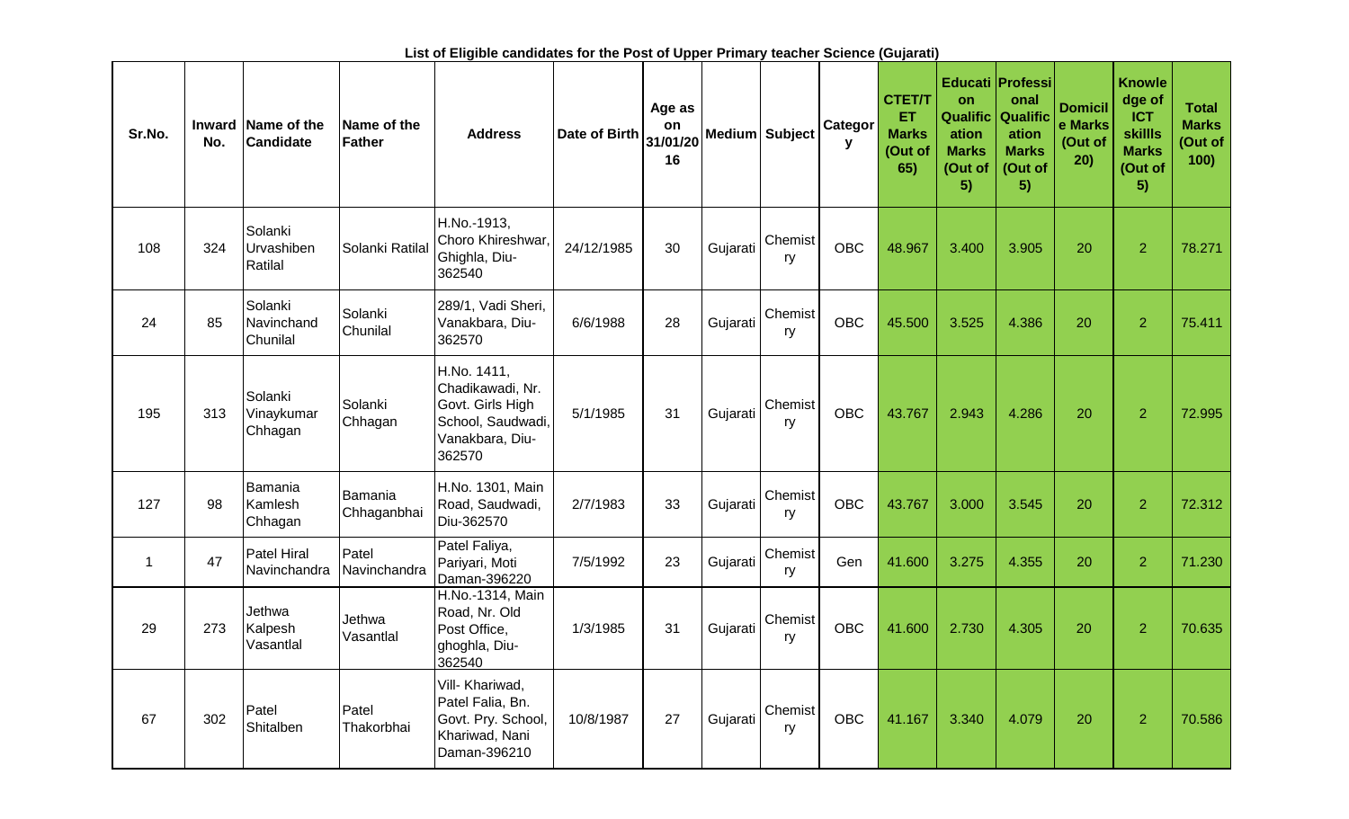List of Eligible candidates for the Post of Upper Primary teacher Science (Gujarati)

| Sr.No. | Inward No. | Name of the Candidate | Name of the Father | Address | Date of Birth | Age as on 31/01/2016 | Medium | Subject | Category | CTET/TET Marks (Out of 65) | Education Qualification Marks (Out of 5) | Professional Qualification Marks (Out of 5) | Domicile Marks (Out of 20) | Knowledge of ICT skillls Marks (Out of 5) | Total Marks (Out of 100) |
|---|---|---|---|---|---|---|---|---|---|---|---|---|---|---|---|
| 108 | 324 | Solanki Urvashiben Ratilal | Solanki Ratilal | H.No.-1913, Choro Khireshwar, Ghighla, Diu-362540 | 24/12/1985 | 30 | Gujarati | Chemistry | OBC | 48.967 | 3.400 | 3.905 | 20 | 2 | 78.271 |
| 24 | 85 | Solanki Navinchand Chunilal | Solanki Chunilal | 289/1, Vadi Sheri, Vanakbara, Diu-362570 | 6/6/1988 | 28 | Gujarati | Chemistry | OBC | 45.500 | 3.525 | 4.386 | 20 | 2 | 75.411 |
| 195 | 313 | Solanki Vinaykumar Chhagan | Solanki Chhagan | H.No. 1411, Chadikawadi, Nr. Govt. Girls High School, Saudwadi, Vanakbara, Diu-362570 | 5/1/1985 | 31 | Gujarati | Chemistry | OBC | 43.767 | 2.943 | 4.286 | 20 | 2 | 72.995 |
| 127 | 98 | Bamania Kamlesh Chhagan | Bamania Chhaganbhai | H.No. 1301, Main Road, Saudwadi, Diu-362570 | 2/7/1983 | 33 | Gujarati | Chemistry | OBC | 43.767 | 3.000 | 3.545 | 20 | 2 | 72.312 |
| 1 | 47 | Patel Hiral Navinchandra | Patel Navinchandra | Patel Faliya, Pariyari, Moti Daman-396220 | 7/5/1992 | 23 | Gujarati | Chemistry | Gen | 41.600 | 3.275 | 4.355 | 20 | 2 | 71.230 |
| 29 | 273 | Jethwa Kalpesh Vasantlal | Jethwa Vasantlal | H.No.-1314, Main Road, Nr. Old Post Office, ghoghla, Diu-362540 | 1/3/1985 | 31 | Gujarati | Chemistry | OBC | 41.600 | 2.730 | 4.305 | 20 | 2 | 70.635 |
| 67 | 302 | Patel Shitalben | Patel Thakorbhai | Vill- Khariwad, Patel Falia, Bn. Govt. Pry. School, Khariwad, Nani Daman-396210 | 10/8/1987 | 27 | Gujarati | Chemistry | OBC | 41.167 | 3.340 | 4.079 | 20 | 2 | 70.586 |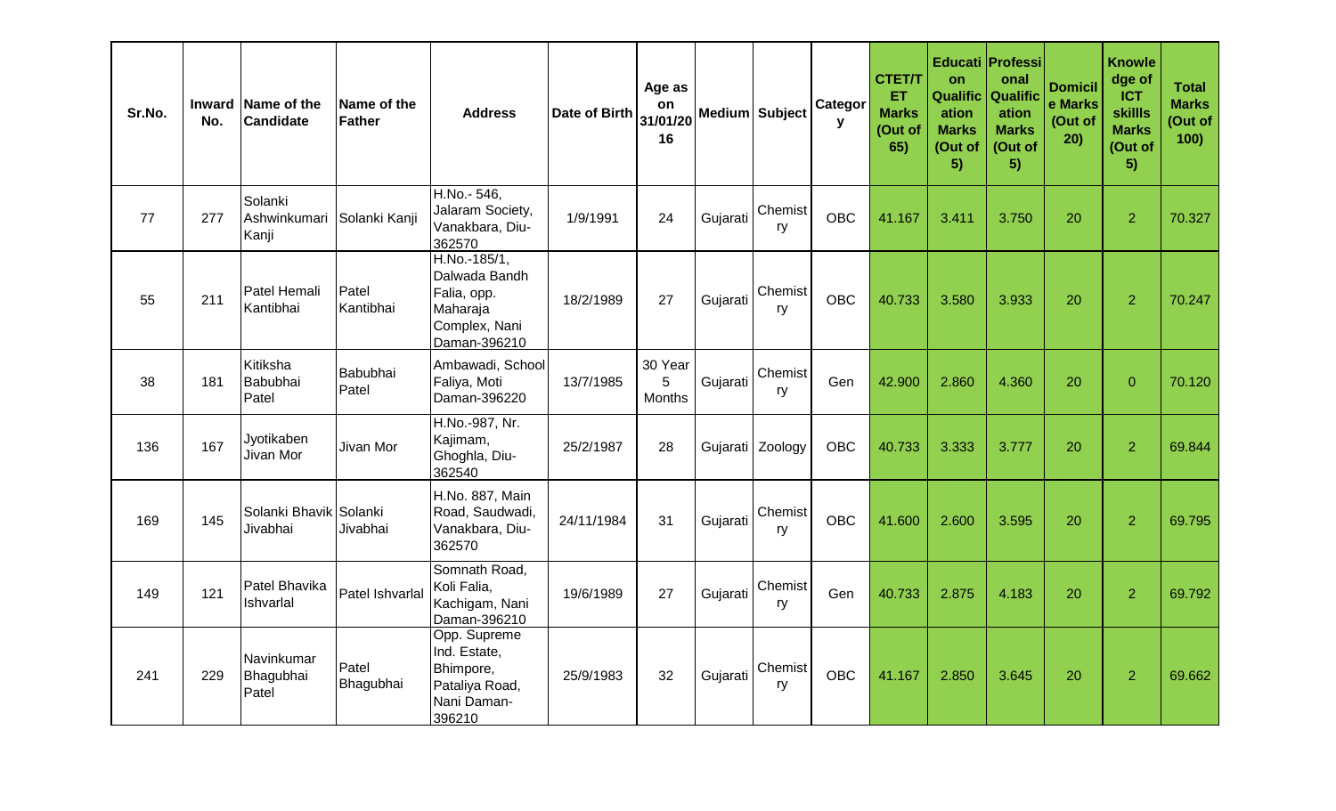| Sr.No. | Inward No. | Name of the Candidate | Name of the Father | Address | Date of Birth | Age as on 31/01/2016 | Medium | Subject | Category | CTET/TET Marks (Out of 65) | Education Qualification Marks (Out of 5) | Professional Qualification Marks (Out of 5) | Domicile Marks (Out of 20) | Knowledge of ICT skillls Marks (Out of 5) | Total Marks (Out of 100) |
|---|---|---|---|---|---|---|---|---|---|---|---|---|---|---|---|
| 77 | 277 | Solanki Ashwinkumari Kanji | Solanki Kanji | H.No.- 546, Jalaram Society, Vanakbara, Diu-362570 | 1/9/1991 | 24 | Gujarati | Chemistry | OBC | 41.167 | 3.411 | 3.750 | 20 | 2 | 70.327 |
| 55 | 211 | Patel Hemali Kantibhai | Patel Kantibhai | H.No.-185/1, Dalwada Bandh Falia, opp. Maharaja Complex, Nani Daman-396210 | 18/2/1989 | 27 | Gujarati | Chemistry | OBC | 40.733 | 3.580 | 3.933 | 20 | 2 | 70.247 |
| 38 | 181 | Kitiksha Babubhai Patel | Babubhai Patel | Ambawadi, School Faliya, Moti Daman-396220 | 13/7/1985 | 30 Year 5 Months | Gujarati | Chemistry | Gen | 42.900 | 2.860 | 4.360 | 20 | 0 | 70.120 |
| 136 | 167 | Jyotikaben Jivan Mor | Jivan Mor | H.No.-987, Nr. Kajimam, Ghoghla, Diu-362540 | 25/2/1987 | 28 | Gujarati | Zoology | OBC | 40.733 | 3.333 | 3.777 | 20 | 2 | 69.844 |
| 169 | 145 | Solanki Bhavik Jivabhai | Solanki Jivabhai | H.No. 887, Main Road, Saudwadi, Vanakbara, Diu-362570 | 24/11/1984 | 31 | Gujarati | Chemistry | OBC | 41.600 | 2.600 | 3.595 | 20 | 2 | 69.795 |
| 149 | 121 | Patel Bhavika Ishvarlal | Patel Ishvarlal | Somnath Road, Koli Falia, Kachigam, Nani Daman-396210 | 19/6/1989 | 27 | Gujarati | Chemistry | Gen | 40.733 | 2.875 | 4.183 | 20 | 2 | 69.792 |
| 241 | 229 | Navinkumar Bhagubhai Patel | Patel Bhagubhai | Opp. Supreme Ind. Estate, Bhimpore, Pataliya Road, Nani Daman-396210 | 25/9/1983 | 32 | Gujarati | Chemistry | OBC | 41.167 | 2.850 | 3.645 | 20 | 2 | 69.662 |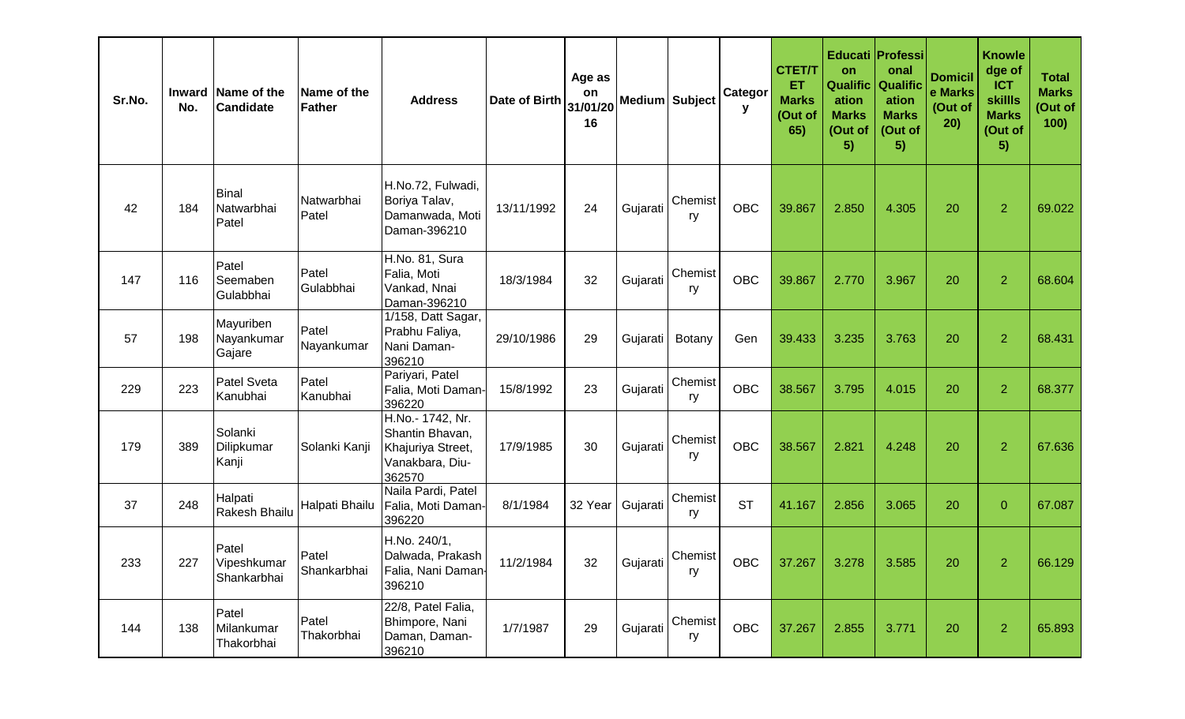| Sr.No. | Inward No. | Name of the Candidate | Name of the Father | Address | Date of Birth | Age as on 31/01/2016 | Medium | Subject | Category | CTET/TET Marks (Out of 65) | Education Qualification Marks (Out of 5) | Professional Qualification Marks (Out of 5) | Domicile Marks (Out of 20) | Knowledge of ICT skillls Marks (Out of 5) | Total Marks (Out of 100) |
|---|---|---|---|---|---|---|---|---|---|---|---|---|---|---|---|
| 42 | 184 | Binal Natwarbhai Patel | Natwarbhai Patel | H.No.72, Fulwadi, Boriya Talav, Damanwada, Moti Daman-396210 | 13/11/1992 | 24 | Gujarati | Chemistry | OBC | 39.867 | 2.850 | 4.305 | 20 | 2 | 69.022 |
| 147 | 116 | Patel Seemaben Gulabbhai | Patel Gulabbhai | H.No. 81, Sura Falia, Moti Vankad, Nnai Daman-396210 | 18/3/1984 | 32 | Gujarati | Chemistry | OBC | 39.867 | 2.770 | 3.967 | 20 | 2 | 68.604 |
| 57 | 198 | Mayuriben Nayankumar Gajare | Patel Nayankumar | 1/158, Datt Sagar, Prabhu Faliya, Nani Daman-396210 | 29/10/1986 | 29 | Gujarati | Botany | Gen | 39.433 | 3.235 | 3.763 | 20 | 2 | 68.431 |
| 229 | 223 | Patel Sveta Kanubhai | Patel Kanubhai | Pariyari, Patel Falia, Moti Daman-396220 | 15/8/1992 | 23 | Gujarati | Chemistry | OBC | 38.567 | 3.795 | 4.015 | 20 | 2 | 68.377 |
| 179 | 389 | Solanki Dilipkumar Kanji | Solanki Kanji | H.No.- 1742, Nr. Shantin Bhavan, Khajuriya Street, Vanakbara, Diu-362570 | 17/9/1985 | 30 | Gujarati | Chemistry | OBC | 38.567 | 2.821 | 4.248 | 20 | 2 | 67.636 |
| 37 | 248 | Halpati Rakesh Bhailu | Halpati Bhailu | Naila Pardi, Patel Falia, Moti Daman-396220 | 8/1/1984 | 32 Year | Gujarati | Chemistry | ST | 41.167 | 2.856 | 3.065 | 20 | 0 | 67.087 |
| 233 | 227 | Patel Vipeshkumar Shankarbhai | Patel Shankarbhai | H.No. 240/1, Dalwada, Prakash Falia, Nani Daman-396210 | 11/2/1984 | 32 | Gujarati | Chemistry | OBC | 37.267 | 3.278 | 3.585 | 20 | 2 | 66.129 |
| 144 | 138 | Patel Milankumar Thakorbhai | Patel Thakorbhai | 22/8, Patel Falia, Bhimpore, Nani Daman, Daman-396210 | 1/7/1987 | 29 | Gujarati | Chemistry | OBC | 37.267 | 2.855 | 3.771 | 20 | 2 | 65.893 |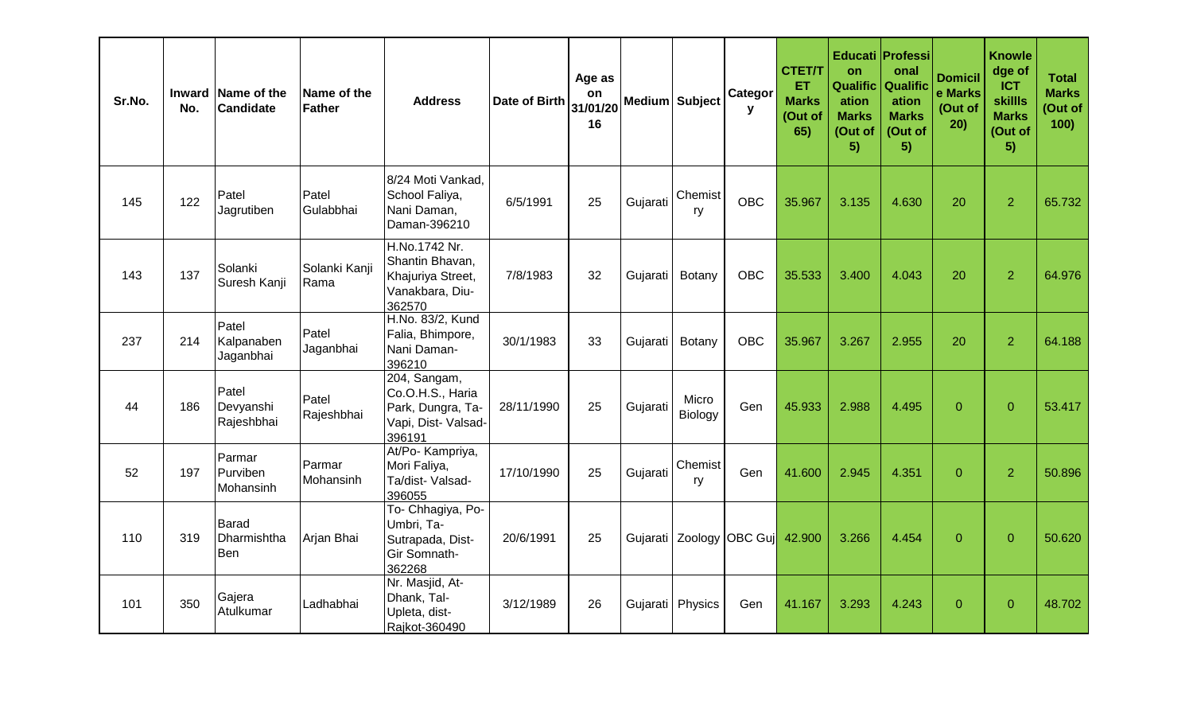| Sr.No. | Inward No. | Name of the Candidate | Name of the Father | Address | Date of Birth | Age as on 31/01/2016 | Medium | Subject | Category | CTET/TET Marks (Out of 65) | Education Qualification Marks (Out of 5) | Professional Qualification Marks (Out of 5) | Domicile Marks (Out of 20) | Knowledge of ICT skills Marks (Out of 5) | Total Marks (Out of 100) |
|---|---|---|---|---|---|---|---|---|---|---|---|---|---|---|---|
| 145 | 122 | Patel Jagrutiben | Patel Gulabbhai | 8/24 Moti Vankad, School Faliya, Nani Daman, Daman-396210 | 6/5/1991 | 25 | Gujarati | Chemistry | OBC | 35.967 | 3.135 | 4.630 | 20 | 2 | 65.732 |
| 143 | 137 | Solanki Suresh Kanji | Solanki Kanji Rama | H.No.1742 Nr. Shantin Bhavan, Khajuriya Street, Vanakbara, Diu-362570 | 7/8/1983 | 32 | Gujarati | Botany | OBC | 35.533 | 3.400 | 4.043 | 20 | 2 | 64.976 |
| 237 | 214 | Patel Kalpanaben Jaganbhai | Patel Jaganbhai | H.No. 83/2, Kund Falia, Bhimpore, Nani Daman-396210 | 30/1/1983 | 33 | Gujarati | Botany | OBC | 35.967 | 3.267 | 2.955 | 20 | 2 | 64.188 |
| 44 | 186 | Patel Devyanshi Rajeshbhai | Patel Rajeshbhai | 204, Sangam, Co.O.H.S., Haria Park, Dungra, Ta-Vapi, Dist- Valsad-396191 | 28/11/1990 | 25 | Gujarati | Micro Biology | Gen | 45.933 | 2.988 | 4.495 | 0 | 0 | 53.417 |
| 52 | 197 | Parmar Purviben Mohansinh | Parmar Mohansinh | At/Po- Kampriya, Mori Faliya, Ta/dist- Valsad-396055 | 17/10/1990 | 25 | Gujarati | Chemistry | Gen | 41.600 | 2.945 | 4.351 | 0 | 2 | 50.896 |
| 110 | 319 | Barad Dharmishtha Ben | Arjan Bhai | To- Chhagiya, Po-Umbri, Ta-Sutrapada, Dist-Gir Somnath-362268 | 20/6/1991 | 25 | Gujarati | Zoology | OBC Guj | 42.900 | 3.266 | 4.454 | 0 | 0 | 50.620 |
| 101 | 350 | Gajera Atulkumar | Ladhabhai | Nr. Masjid, At-Dhank, Tal-Upleta, dist-Rajkot-360490 | 3/12/1989 | 26 | Gujarati | Physics | Gen | 41.167 | 3.293 | 4.243 | 0 | 0 | 48.702 |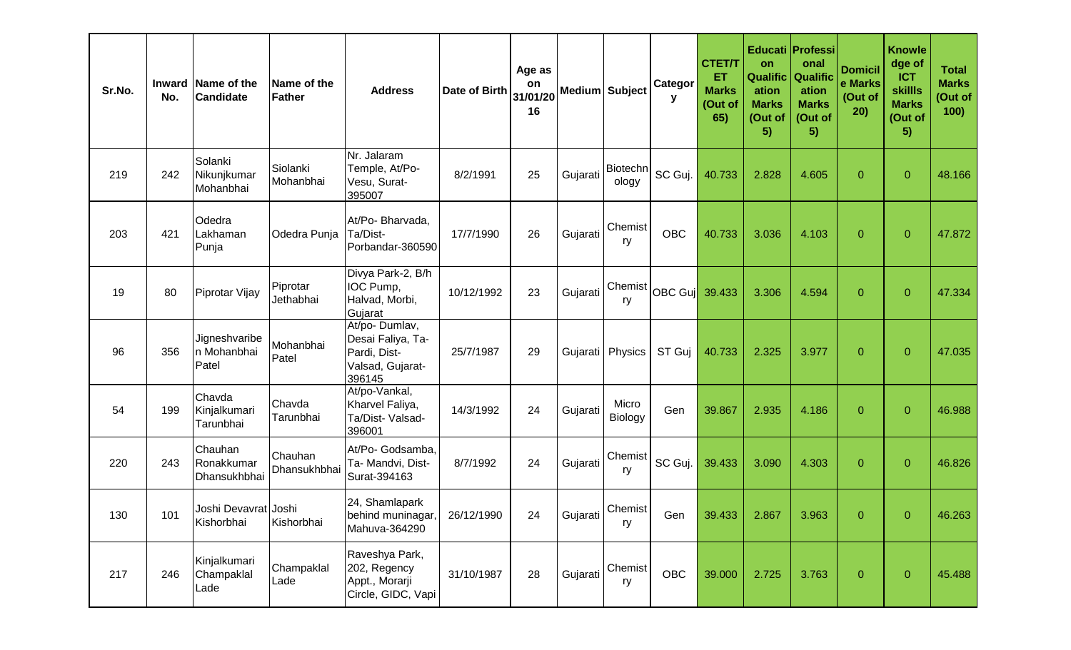| Sr.No. | Inward No. | Name of the Candidate | Name of the Father | Address | Date of Birth | Age as on 31/01/2016 | Medium | Subject | Category | CTET/TET Marks (Out of 65) | Education Qualification Marks (Out of 5) | Professional Qualification Marks (Out of 5) | Domicile Marks (Out of 20) | Knowledge of ICT skills Marks (Out of 5) | Total Marks (Out of 100) |
|---|---|---|---|---|---|---|---|---|---|---|---|---|---|---|---|
| 219 | 242 | Solanki Nikunjkumar Mohanbhai | Siolanki Mohanbhai | Nr. Jalaram Temple, At/Po-Vesu, Surat-395007 | 8/2/1991 | 25 | Gujarati | Biotechnology | SC Guj. | 40.733 | 2.828 | 4.605 | 0 | 0 | 48.166 |
| 203 | 421 | Odedra Lakhaman Punja | Odedra Punja | At/Po- Bharvada, Ta/Dist-Porbandar-360590 | 17/7/1990 | 26 | Gujarati | Chemistry | OBC | 40.733 | 3.036 | 4.103 | 0 | 0 | 47.872 |
| 19 | 80 | Piprotar Vijay | Piprotar Jethabhai | Divya Park-2, B/h IOC Pump, Halvad, Morbi, Gujarat | 10/12/1992 | 23 | Gujarati | Chemistry | OBC Guj | 39.433 | 3.306 | 4.594 | 0 | 0 | 47.334 |
| 96 | 356 | Jigneshvariben Mohanbhai Patel | Mohanbhai Patel | At/po- Dumlav, Desai Faliya, Ta-Pardi, Dist-Valsad, Gujarat-396145 | 25/7/1987 | 29 | Gujarati | Physics | ST Guj | 40.733 | 2.325 | 3.977 | 0 | 0 | 47.035 |
| 54 | 199 | Chavda Kinjalkumari Tarunbhai | Chavda Tarunbhai | At/po-Vankal, Kharvel Faliya, Ta/Dist- Valsad-396001 | 14/3/1992 | 24 | Gujarati | Micro Biology | Gen | 39.867 | 2.935 | 4.186 | 0 | 0 | 46.988 |
| 220 | 243 | Chauhan Ronakkumar Dhansukhbhai | Chauhan Dhansukhbhai | At/Po- Godsamba, Ta- Mandvi, Dist-Surat-394163 | 8/7/1992 | 24 | Gujarati | Chemistry | SC Guj. | 39.433 | 3.090 | 4.303 | 0 | 0 | 46.826 |
| 130 | 101 | Joshi Devavrat Kishorbhai | Joshi Kishorbhai | 24, Shamlapark behind muninagar, Mahuva-364290 | 26/12/1990 | 24 | Gujarati | Chemistry | Gen | 39.433 | 2.867 | 3.963 | 0 | 0 | 46.263 |
| 217 | 246 | Kinjalkumari Champaklal Lade | Champaklal Lade | Raveshya Park, 202, Regency Appt., Morarji Circle, GIDC, Vapi | 31/10/1987 | 28 | Gujarati | Chemistry | OBC | 39.000 | 2.725 | 3.763 | 0 | 0 | 45.488 |